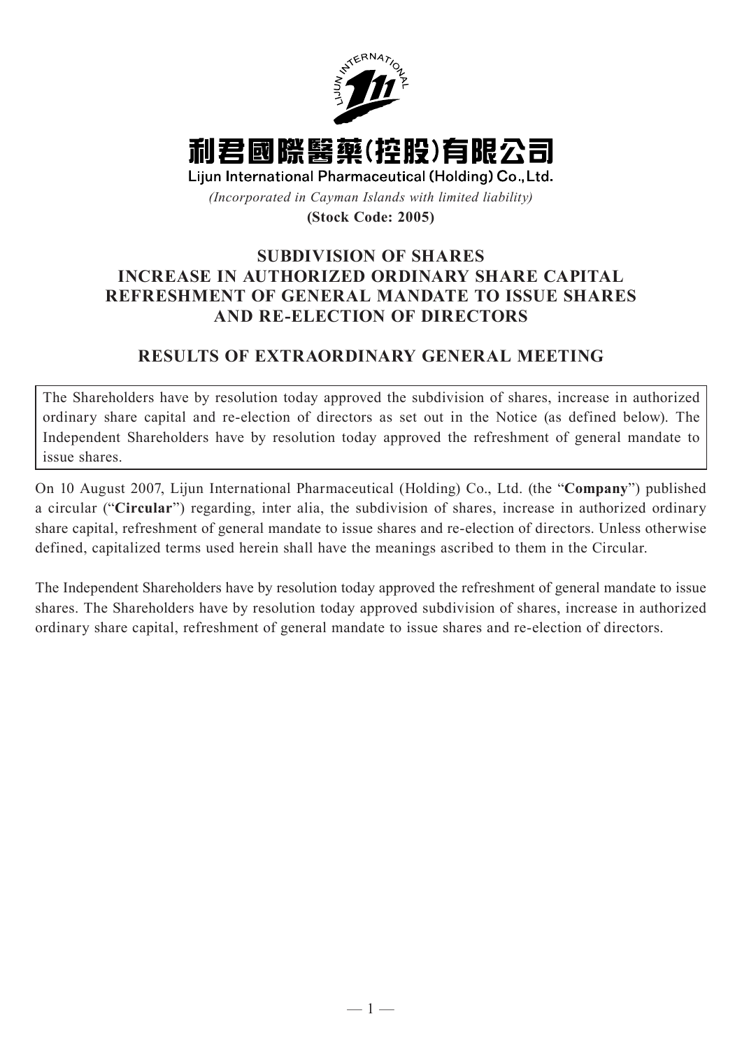# 利君國際醫藥(控股)有限公司

**Lijun International Pharmaceutical (Holding) Co., Ltd.**

*(Incorporated in Cayman Islands with limited liability)*

**(Stock Code: 2005)**

## SUBDIVISION OF SHARES
## INCREASE IN AUTHORIZED ORDINARY SHARE CAPITAL
## REFRESHMENT OF GENERAL MANDATE TO ISSUE SHARES
## AND RE-ELECTION OF DIRECTORS

## RESULTS OF EXTRAORDINARY GENERAL MEETING

The Shareholders have by resolution today approved the subdivision of shares, increase in authorized ordinary share capital and re-election of directors as set out in the Notice (as defined below). The Independent Shareholders have by resolution today approved the refreshment of general mandate to issue shares.

On 10 August 2007, Lijun International Pharmaceutical (Holding) Co., Ltd. (the "**Company**") published a circular ("**Circular**") regarding, inter alia, the subdivision of shares, increase in authorized ordinary share capital, refreshment of general mandate to issue shares and re-election of directors. Unless otherwise defined, capitalized terms used herein shall have the meanings ascribed to them in the Circular.

The Independent Shareholders have by resolution today approved the refreshment of general mandate to issue shares. The Shareholders have by resolution today approved subdivision of shares, increase in authorized ordinary share capital, refreshment of general mandate to issue shares and re-election of directors.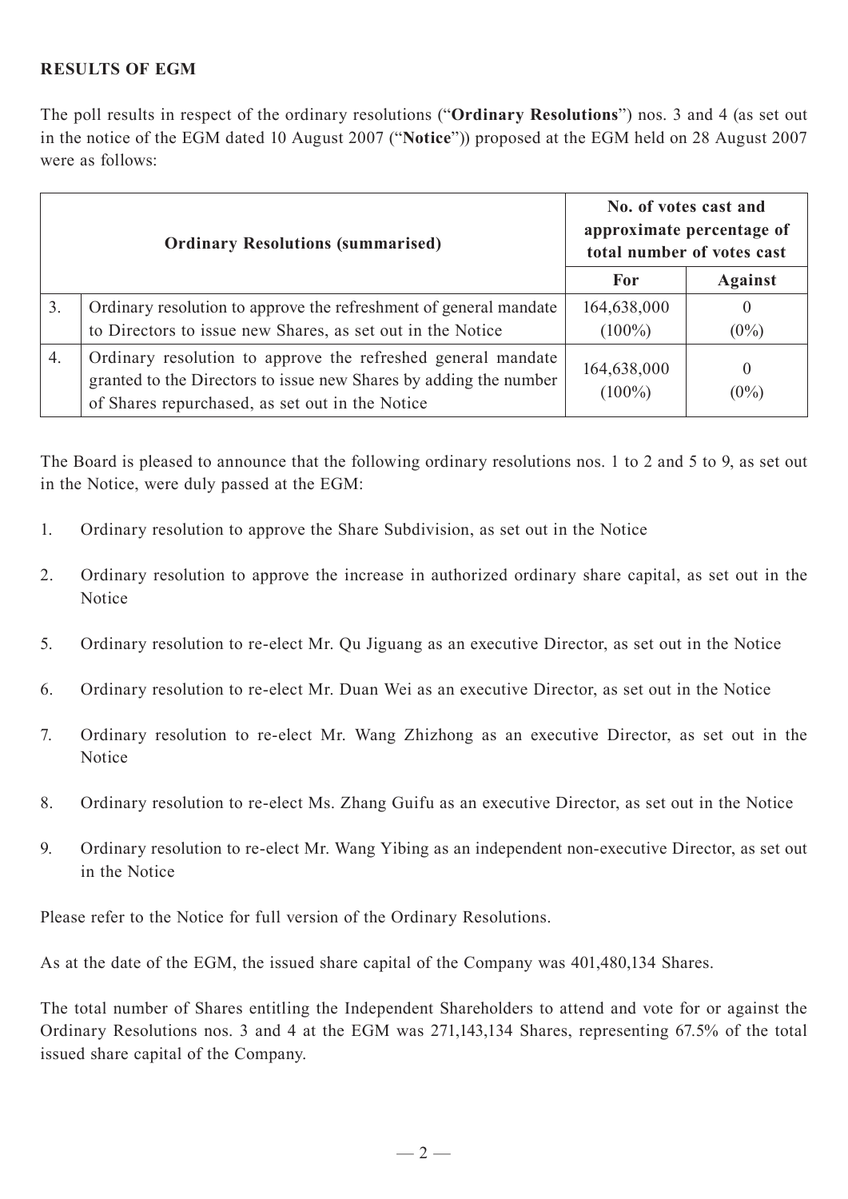**RESULTS OF EGM**

The poll results in respect of the ordinary resolutions ("**Ordinary Resolutions**") nos. 3 and 4 (as set out in the notice of the EGM dated 10 August 2007 ("**Notice**")) proposed at the EGM held on 28 August 2007 were as follows:

| | **Ordinary Resolutions (summarised)** | **No. of votes cast and approximate percentage of total number of votes cast** | |
|---|---|---|---|
| | | **For** | **Against** |
| 3. | Ordinary resolution to approve the refreshment of general mandate to Directors to issue new Shares, as set out in the Notice | 164,638,000 (100%) | 0 (0%) |
| 4. | Ordinary resolution to approve the refreshed general mandate granted to the Directors to issue new Shares by adding the number of Shares repurchased, as set out in the Notice | 164,638,000 (100%) | 0 (0%) |

The Board is pleased to announce that the following ordinary resolutions nos. 1 to 2 and 5 to 9, as set out in the Notice, were duly passed at the EGM:

1. Ordinary resolution to approve the Share Subdivision, as set out in the Notice

2. Ordinary resolution to approve the increase in authorized ordinary share capital, as set out in the Notice

5. Ordinary resolution to re-elect Mr. Qu Jiguang as an executive Director, as set out in the Notice

6. Ordinary resolution to re-elect Mr. Duan Wei as an executive Director, as set out in the Notice

7. Ordinary resolution to re-elect Mr. Wang Zhizhong as an executive Director, as set out in the Notice

8. Ordinary resolution to re-elect Ms. Zhang Guifu as an executive Director, as set out in the Notice

9. Ordinary resolution to re-elect Mr. Wang Yibing as an independent non-executive Director, as set out in the Notice

Please refer to the Notice for full version of the Ordinary Resolutions.

As at the date of the EGM, the issued share capital of the Company was 401,480,134 Shares.

The total number of Shares entitling the Independent Shareholders to attend and vote for or against the Ordinary Resolutions nos. 3 and 4 at the EGM was 271,143,134 Shares, representing 67.5% of the total issued share capital of the Company.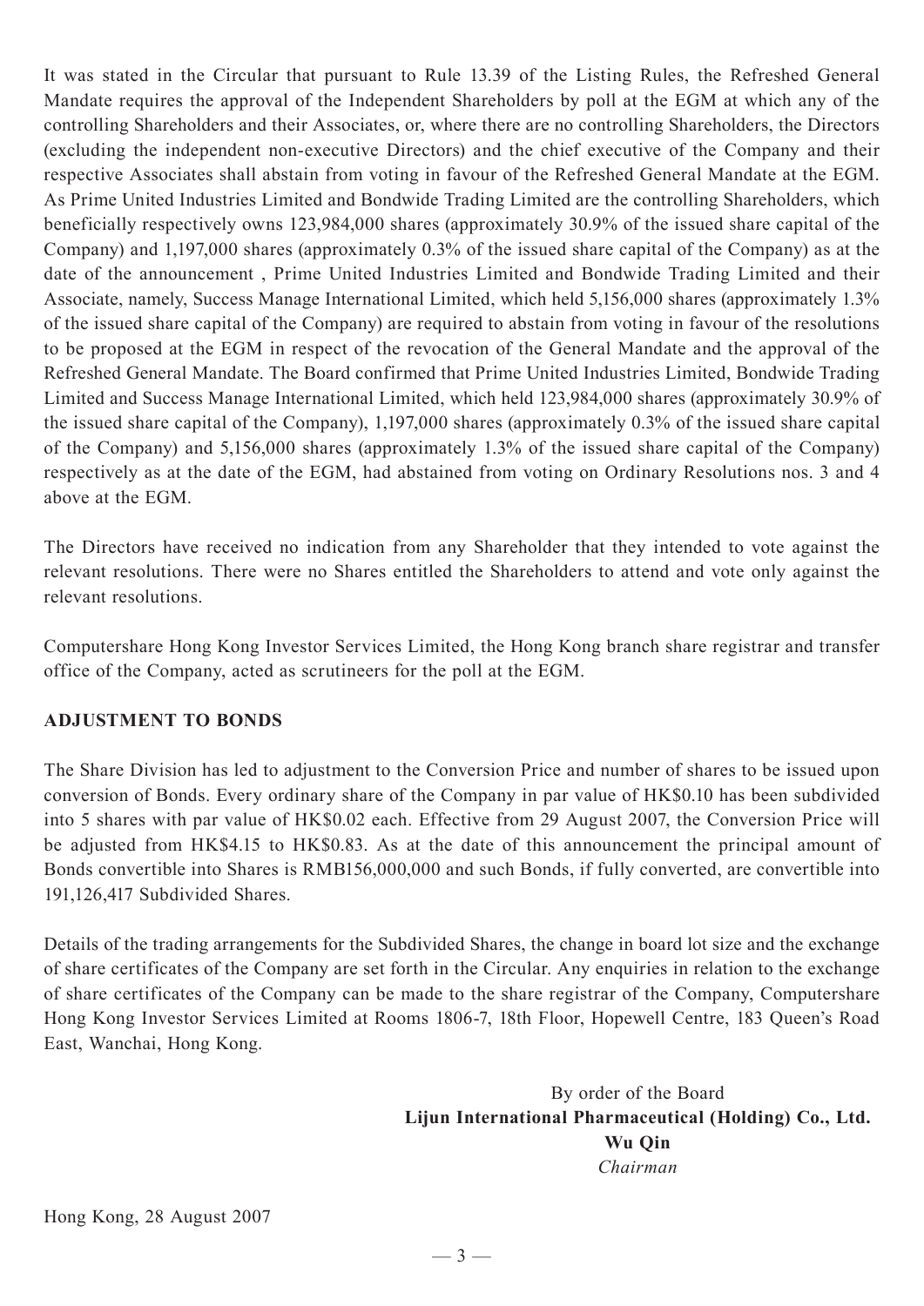It was stated in the Circular that pursuant to Rule 13.39 of the Listing Rules, the Refreshed General Mandate requires the approval of the Independent Shareholders by poll at the EGM at which any of the controlling Shareholders and their Associates, or, where there are no controlling Shareholders, the Directors (excluding the independent non-executive Directors) and the chief executive of the Company and their respective Associates shall abstain from voting in favour of the Refreshed General Mandate at the EGM. As Prime United Industries Limited and Bondwide Trading Limited are the controlling Shareholders, which beneficially respectively owns 123,984,000 shares (approximately 30.9% of the issued share capital of the Company) and 1,197,000 shares (approximately 0.3% of the issued share capital of the Company) as at the date of the announcement , Prime United Industries Limited and Bondwide Trading Limited and their Associate, namely, Success Manage International Limited, which held 5,156,000 shares (approximately 1.3% of the issued share capital of the Company) are required to abstain from voting in favour of the resolutions to be proposed at the EGM in respect of the revocation of the General Mandate and the approval of the Refreshed General Mandate. The Board confirmed that Prime United Industries Limited, Bondwide Trading Limited and Success Manage International Limited, which held 123,984,000 shares (approximately 30.9% of the issued share capital of the Company), 1,197,000 shares (approximately 0.3% of the issued share capital of the Company) and 5,156,000 shares (approximately 1.3% of the issued share capital of the Company) respectively as at the date of the EGM, had abstained from voting on Ordinary Resolutions nos. 3 and 4 above at the EGM.

The Directors have received no indication from any Shareholder that they intended to vote against the relevant resolutions. There were no Shares entitled the Shareholders to attend and vote only against the relevant resolutions.

Computershare Hong Kong Investor Services Limited, the Hong Kong branch share registrar and transfer office of the Company, acted as scrutineers for the poll at the EGM.

## ADJUSTMENT TO BONDS

The Share Division has led to adjustment to the Conversion Price and number of shares to be issued upon conversion of Bonds. Every ordinary share of the Company in par value of HK$0.10 has been subdivided into 5 shares with par value of HK$0.02 each. Effective from 29 August 2007, the Conversion Price will be adjusted from HK$4.15 to HK$0.83. As at the date of this announcement the principal amount of Bonds convertible into Shares is RMB156,000,000 and such Bonds, if fully converted, are convertible into 191,126,417 Subdivided Shares.

Details of the trading arrangements for the Subdivided Shares, the change in board lot size and the exchange of share certificates of the Company are set forth in the Circular. Any enquiries in relation to the exchange of share certificates of the Company can be made to the share registrar of the Company, Computershare Hong Kong Investor Services Limited at Rooms 1806-7, 18th Floor, Hopewell Centre, 183 Queen's Road East, Wanchai, Hong Kong.

By order of the Board
**Lijun International Pharmaceutical (Holding) Co., Ltd.**
**Wu Qin**
*Chairman*

Hong Kong, 28 August 2007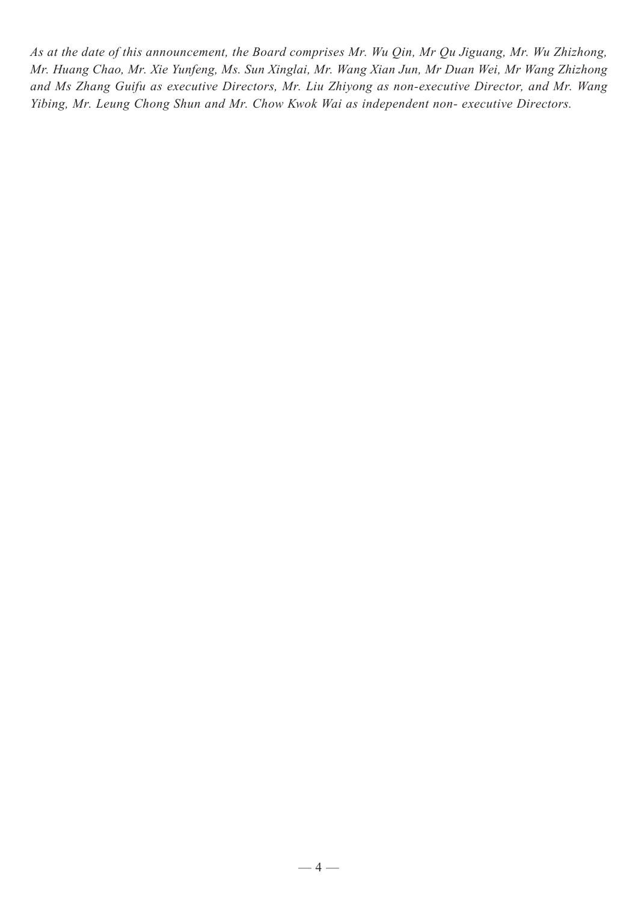*As at the date of this announcement, the Board comprises Mr. Wu Qin, Mr Qu Jiguang, Mr. Wu Zhizhong, Mr. Huang Chao, Mr. Xie Yunfeng, Ms. Sun Xinglai, Mr. Wang Xian Jun, Mr Duan Wei, Mr Wang Zhizhong and Ms Zhang Guifu as executive Directors, Mr. Liu Zhiyong as non-executive Director, and Mr. Wang Yibing, Mr. Leung Chong Shun and Mr. Chow Kwok Wai as independent non- executive Directors.*